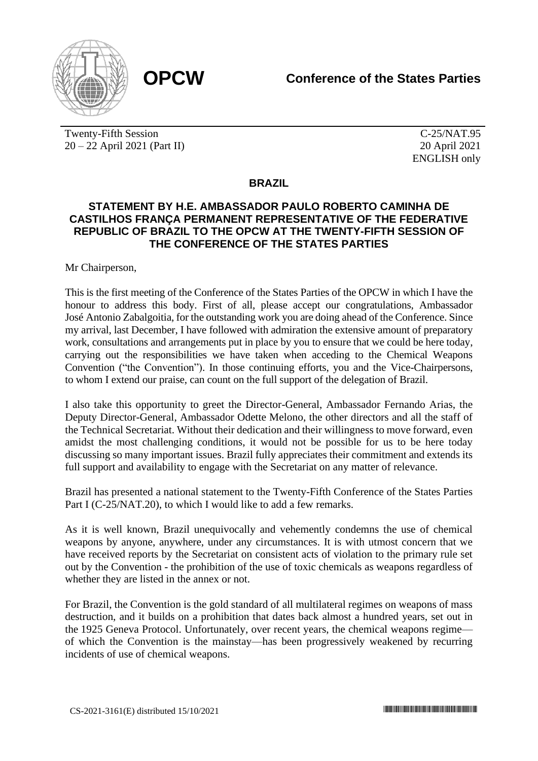**OPCW**

**Conference of the States Parties**

Twenty-Fifth Session
20 – 22 April 2021 (Part II)

C-25/NAT.95
20 April 2021
ENGLISH only

## BRAZIL

### STATEMENT BY H.E. AMBASSADOR PAULO ROBERTO CAMINHA DE CASTILHOS FRANÇA PERMANENT REPRESENTATIVE OF THE FEDERATIVE REPUBLIC OF BRAZIL TO THE OPCW AT THE TWENTY-FIFTH SESSION OF THE CONFERENCE OF THE STATES PARTIES

Mr Chairperson,

This is the first meeting of the Conference of the States Parties of the OPCW in which I have the honour to address this body. First of all, please accept our congratulations, Ambassador José Antonio Zabalgoitia, for the outstanding work you are doing ahead of the Conference. Since my arrival, last December, I have followed with admiration the extensive amount of preparatory work, consultations and arrangements put in place by you to ensure that we could be here today, carrying out the responsibilities we have taken when acceding to the Chemical Weapons Convention ("the Convention"). In those continuing efforts, you and the Vice-Chairpersons, to whom I extend our praise, can count on the full support of the delegation of Brazil.

I also take this opportunity to greet the Director-General, Ambassador Fernando Arias, the Deputy Director-General, Ambassador Odette Melono, the other directors and all the staff of the Technical Secretariat. Without their dedication and their willingness to move forward, even amidst the most challenging conditions, it would not be possible for us to be here today discussing so many important issues. Brazil fully appreciates their commitment and extends its full support and availability to engage with the Secretariat on any matter of relevance.

Brazil has presented a national statement to the Twenty-Fifth Conference of the States Parties Part I (C-25/NAT.20), to which I would like to add a few remarks.

As it is well known, Brazil unequivocally and vehemently condemns the use of chemical weapons by anyone, anywhere, under any circumstances. It is with utmost concern that we have received reports by the Secretariat on consistent acts of violation to the primary rule set out by the Convention - the prohibition of the use of toxic chemicals as weapons regardless of whether they are listed in the annex or not.

For Brazil, the Convention is the gold standard of all multilateral regimes on weapons of mass destruction, and it builds on a prohibition that dates back almost a hundred years, set out in the 1925 Geneva Protocol. Unfortunately, over recent years, the chemical weapons regime—of which the Convention is the mainstay—has been progressively weakened by recurring incidents of use of chemical weapons.

CS-2021-3161(E) distributed 15/10/2021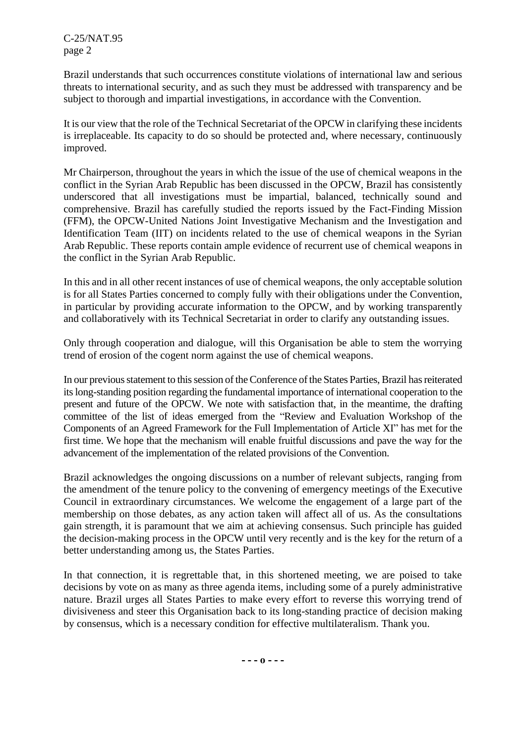Brazil understands that such occurrences constitute violations of international law and serious threats to international security, and as such they must be addressed with transparency and be subject to thorough and impartial investigations, in accordance with the Convention.

It is our view that the role of the Technical Secretariat of the OPCW in clarifying these incidents is irreplaceable. Its capacity to do so should be protected and, where necessary, continuously improved.

Mr Chairperson, throughout the years in which the issue of the use of chemical weapons in the conflict in the Syrian Arab Republic has been discussed in the OPCW, Brazil has consistently underscored that all investigations must be impartial, balanced, technically sound and comprehensive. Brazil has carefully studied the reports issued by the Fact-Finding Mission (FFM), the OPCW-United Nations Joint Investigative Mechanism and the Investigation and Identification Team (IIT) on incidents related to the use of chemical weapons in the Syrian Arab Republic. These reports contain ample evidence of recurrent use of chemical weapons in the conflict in the Syrian Arab Republic.

In this and in all other recent instances of use of chemical weapons, the only acceptable solution is for all States Parties concerned to comply fully with their obligations under the Convention, in particular by providing accurate information to the OPCW, and by working transparently and collaboratively with its Technical Secretariat in order to clarify any outstanding issues.

Only through cooperation and dialogue, will this Organisation be able to stem the worrying trend of erosion of the cogent norm against the use of chemical weapons.

In our previous statement to this session of the Conference of the States Parties, Brazil has reiterated its long-standing position regarding the fundamental importance of international cooperation to the present and future of the OPCW. We note with satisfaction that, in the meantime, the drafting committee of the list of ideas emerged from the "Review and Evaluation Workshop of the Components of an Agreed Framework for the Full Implementation of Article XI" has met for the first time. We hope that the mechanism will enable fruitful discussions and pave the way for the advancement of the implementation of the related provisions of the Convention.

Brazil acknowledges the ongoing discussions on a number of relevant subjects, ranging from the amendment of the tenure policy to the convening of emergency meetings of the Executive Council in extraordinary circumstances. We welcome the engagement of a large part of the membership on those debates, as any action taken will affect all of us. As the consultations gain strength, it is paramount that we aim at achieving consensus. Such principle has guided the decision-making process in the OPCW until very recently and is the key for the return of a better understanding among us, the States Parties.

In that connection, it is regrettable that, in this shortened meeting, we are poised to take decisions by vote on as many as three agenda items, including some of a purely administrative nature. Brazil urges all States Parties to make every effort to reverse this worrying trend of divisiveness and steer this Organisation back to its long-standing practice of decision making by consensus, which is a necessary condition for effective multilateralism. Thank you.

**- - - o - - -**